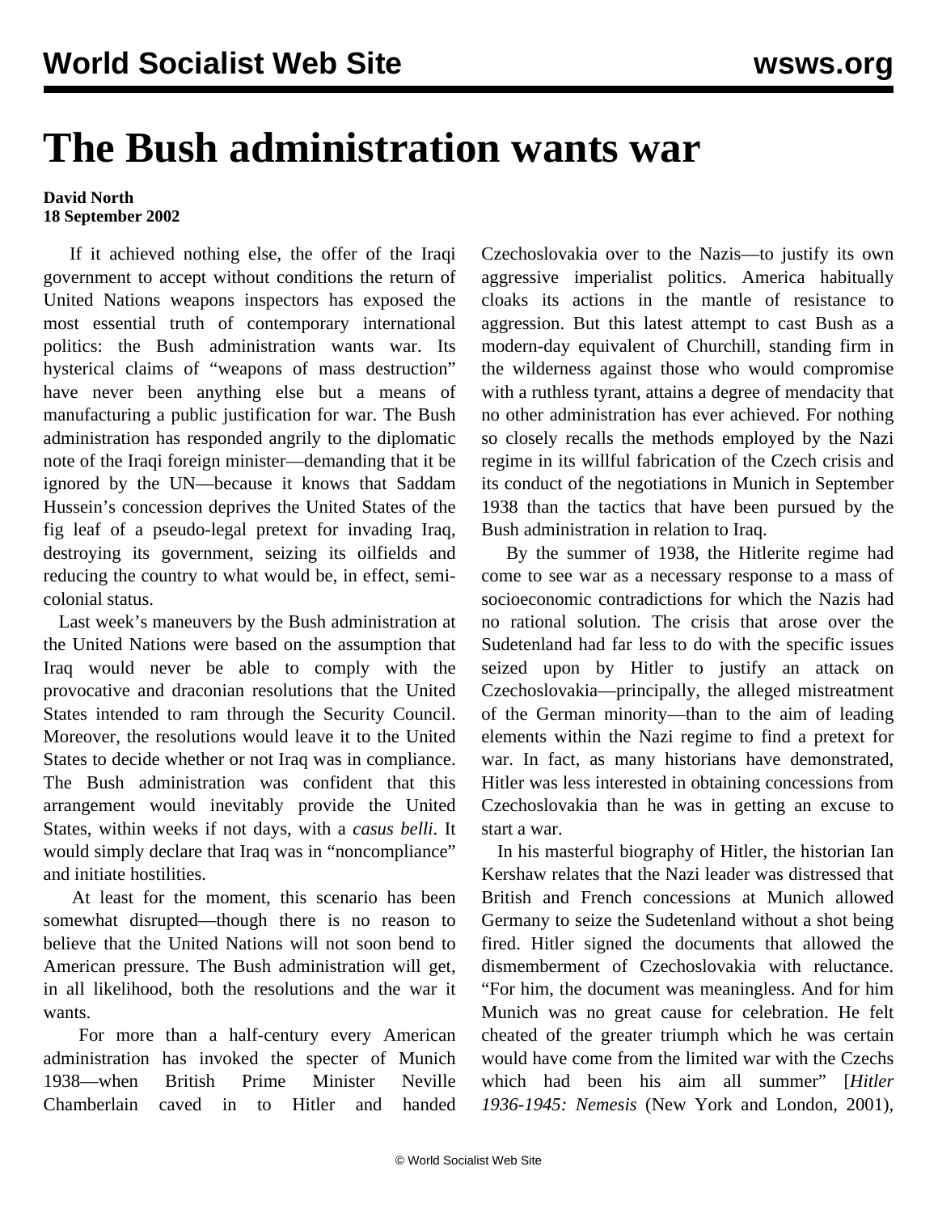# The Bush administration wants war

**David North**
**18 September 2002**

If it achieved nothing else, the offer of the Iraqi government to accept without conditions the return of United Nations weapons inspectors has exposed the most essential truth of contemporary international politics: the Bush administration wants war. Its hysterical claims of "weapons of mass destruction" have never been anything else but a means of manufacturing a public justification for war. The Bush administration has responded angrily to the diplomatic note of the Iraqi foreign minister—demanding that it be ignored by the UN—because it knows that Saddam Hussein's concession deprives the United States of the fig leaf of a pseudo-legal pretext for invading Iraq, destroying its government, seizing its oilfields and reducing the country to what would be, in effect, semi-colonial status.

Last week's maneuvers by the Bush administration at the United Nations were based on the assumption that Iraq would never be able to comply with the provocative and draconian resolutions that the United States intended to ram through the Security Council. Moreover, the resolutions would leave it to the United States to decide whether or not Iraq was in compliance. The Bush administration was confident that this arrangement would inevitably provide the United States, within weeks if not days, with a *casus belli*. It would simply declare that Iraq was in "noncompliance" and initiate hostilities.

At least for the moment, this scenario has been somewhat disrupted—though there is no reason to believe that the United Nations will not soon bend to American pressure. The Bush administration will get, in all likelihood, both the resolutions and the war it wants.

For more than a half-century every American administration has invoked the specter of Munich 1938—when British Prime Minister Neville Chamberlain caved in to Hitler and handed Czechoslovakia over to the Nazis—to justify its own aggressive imperialist politics. America habitually cloaks its actions in the mantle of resistance to aggression. But this latest attempt to cast Bush as a modern-day equivalent of Churchill, standing firm in the wilderness against those who would compromise with a ruthless tyrant, attains a degree of mendacity that no other administration has ever achieved. For nothing so closely recalls the methods employed by the Nazi regime in its willful fabrication of the Czech crisis and its conduct of the negotiations in Munich in September 1938 than the tactics that have been pursued by the Bush administration in relation to Iraq.

By the summer of 1938, the Hitlerite regime had come to see war as a necessary response to a mass of socioeconomic contradictions for which the Nazis had no rational solution. The crisis that arose over the Sudetenland had far less to do with the specific issues seized upon by Hitler to justify an attack on Czechoslovakia—principally, the alleged mistreatment of the German minority—than to the aim of leading elements within the Nazi regime to find a pretext for war. In fact, as many historians have demonstrated, Hitler was less interested in obtaining concessions from Czechoslovakia than he was in getting an excuse to start a war.

In his masterful biography of Hitler, the historian Ian Kershaw relates that the Nazi leader was distressed that British and French concessions at Munich allowed Germany to seize the Sudetenland without a shot being fired. Hitler signed the documents that allowed the dismemberment of Czechoslovakia with reluctance. "For him, the document was meaningless. And for him Munich was no great cause for celebration. He felt cheated of the greater triumph which he was certain would have come from the limited war with the Czechs which had been his aim all summer" [*Hitler 1936-1945: Nemesis* (New York and London, 2001),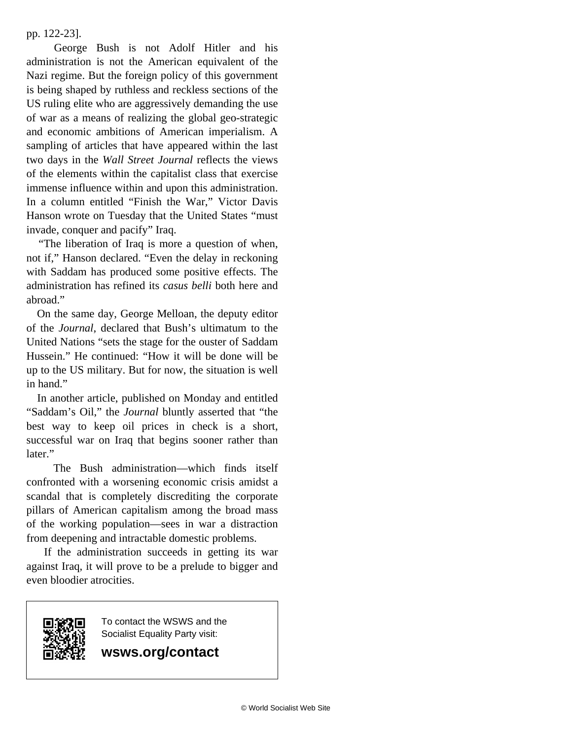pp. 122-23].

George Bush is not Adolf Hitler and his administration is not the American equivalent of the Nazi regime. But the foreign policy of this government is being shaped by ruthless and reckless sections of the US ruling elite who are aggressively demanding the use of war as a means of realizing the global geo-strategic and economic ambitions of American imperialism. A sampling of articles that have appeared within the last two days in the *Wall Street Journal* reflects the views of the elements within the capitalist class that exercise immense influence within and upon this administration. In a column entitled "Finish the War," Victor Davis Hanson wrote on Tuesday that the United States "must invade, conquer and pacify" Iraq.

"The liberation of Iraq is more a question of when, not if," Hanson declared. "Even the delay in reckoning with Saddam has produced some positive effects. The administration has refined its *casus belli* both here and abroad."

On the same day, George Melloan, the deputy editor of the *Journal*, declared that Bush's ultimatum to the United Nations "sets the stage for the ouster of Saddam Hussein." He continued: "How it will be done will be up to the US military. But for now, the situation is well in hand."

In another article, published on Monday and entitled "Saddam's Oil," the *Journal* bluntly asserted that "the best way to keep oil prices in check is a short, successful war on Iraq that begins sooner rather than later."

The Bush administration—which finds itself confronted with a worsening economic crisis amidst a scandal that is completely discrediting the corporate pillars of American capitalism among the broad mass of the working population—sees in war a distraction from deepening and intractable domestic problems.

If the administration succeeds in getting its war against Iraq, it will prove to be a prelude to bigger and even bloodier atrocities.

To contact the WSWS and the Socialist Equality Party visit:

**wsws.org/contact**